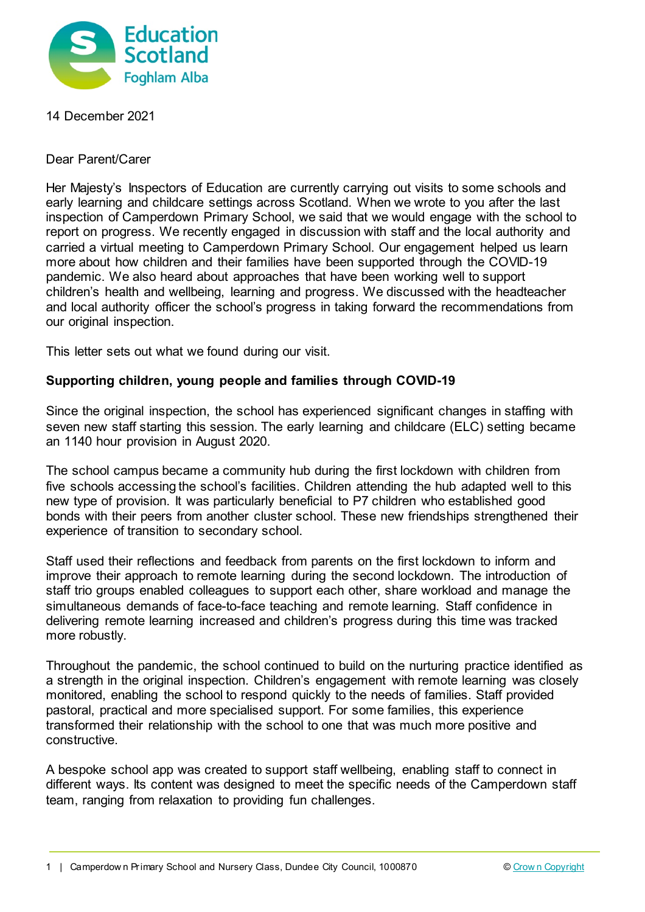14 December 2021

Dear Parent/Carer

Her Majesty's Inspectors of Education are currently carrying out visits to some schools and early learning and childcare settings across Scotland. When we wrote to you after the last inspection of Camperdown Primary School, we said that we would engage with the school to report on progress. We recently engaged in discussion with staff and the local authority and carried a virtual meeting to Camperdown Primary School. Our engagement helped us learn more about how children and their families have been supported through the COVID-19 pandemic. We also heard about approaches that have been working well to support children's health and wellbeing, learning and progress. We discussed with the headteacher and local authority officer the school's progress in taking forward the recommendations from our original inspection.

This letter sets out what we found during our visit.

**Supporting children, young people and families through COVID-19**

Since the original inspection, the school has experienced significant changes in staffing with seven new staff starting this session. The early learning and childcare (ELC) setting became an 1140 hour provision in August 2020.

The school campus became a community hub during the first lockdown with children from five schools accessing the school's facilities. Children attending the hub adapted well to this new type of provision. It was particularly beneficial to P7 children who established good bonds with their peers from another cluster school. These new friendships strengthened their experience of transition to secondary school.

Staff used their reflections and feedback from parents on the first lockdown to inform and improve their approach to remote learning during the second lockdown. The introduction of staff trio groups enabled colleagues to support each other, share workload and manage the simultaneous demands of face-to-face teaching and remote learning. Staff confidence in delivering remote learning increased and children's progress during this time was tracked more robustly.

Throughout the pandemic, the school continued to build on the nurturing practice identified as a strength in the original inspection. Children's engagement with remote learning was closely monitored, enabling the school to respond quickly to the needs of families. Staff provided pastoral, practical and more specialised support. For some families, this experience transformed their relationship with the school to one that was much more positive and constructive.

A bespoke school app was created to support staff wellbeing, enabling staff to connect in different ways. Its content was designed to meet the specific needs of the Camperdown staff team, ranging from relaxation to providing fun challenges.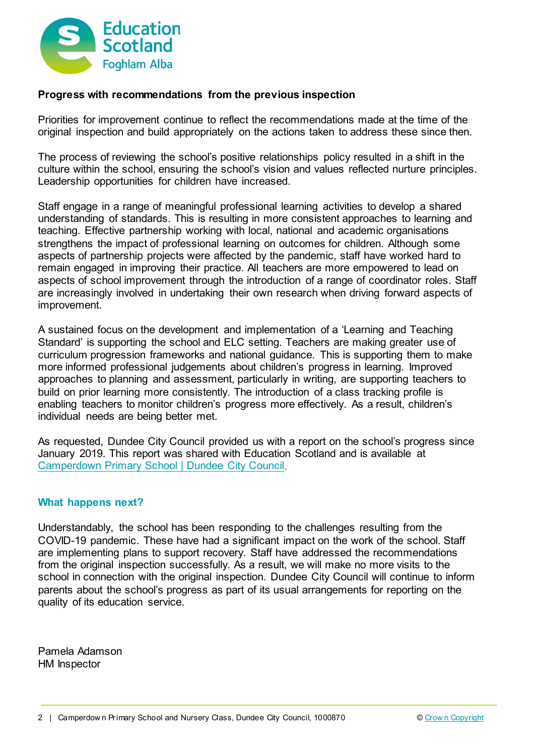**Progress with recommendations from the previous inspection**

Priorities for improvement continue to reflect the recommendations made at the time of the original inspection and build appropriately on the actions taken to address these since then.

The process of reviewing the school's positive relationships policy resulted in a shift in the culture within the school, ensuring the school's vision and values reflected nurture principles. Leadership opportunities for children have increased.

Staff engage in a range of meaningful professional learning activities to develop a shared understanding of standards. This is resulting in more consistent approaches to learning and teaching. Effective partnership working with local, national and academic organisations strengthens the impact of professional learning on outcomes for children. Although some aspects of partnership projects were affected by the pandemic, staff have worked hard to remain engaged in improving their practice. All teachers are more empowered to lead on aspects of school improvement through the introduction of a range of coordinator roles. Staff are increasingly involved in undertaking their own research when driving forward aspects of improvement.

A sustained focus on the development and implementation of a 'Learning and Teaching Standard' is supporting the school and ELC setting. Teachers are making greater use of curriculum progression frameworks and national guidance. This is supporting them to make more informed professional judgements about children's progress in learning. Improved approaches to planning and assessment, particularly in writing, are supporting teachers to build on prior learning more consistently. The introduction of a class tracking profile is enabling teachers to monitor children's progress more effectively. As a result, children's individual needs are being better met.

As requested, Dundee City Council provided us with a report on the school's progress since January 2019. This report was shared with Education Scotland and is available at [Camperdown Primary School | Dundee City Council](Camperdown Primary School | Dundee City Council).

## What happens next?

Understandably, the school has been responding to the challenges resulting from the COVID-19 pandemic. These have had a significant impact on the work of the school. Staff are implementing plans to support recovery. Staff have addressed the recommendations from the original inspection successfully. As a result, we will make no more visits to the school in connection with the original inspection. Dundee City Council will continue to inform parents about the school's progress as part of its usual arrangements for reporting on the quality of its education service.

Pamela Adamson
HM Inspector